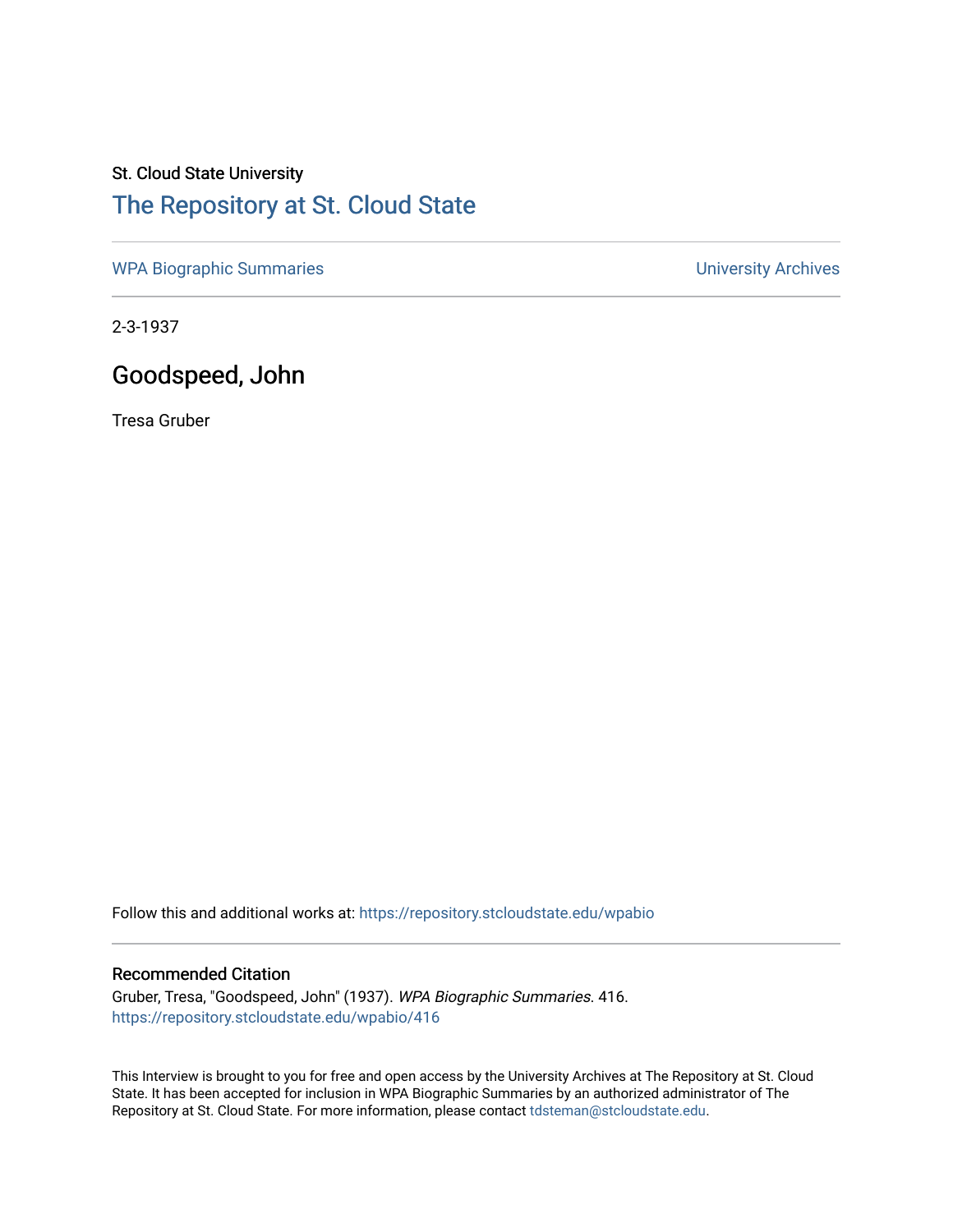St. Cloud State University

# The Repository at St. Cloud State

WPA Biographic Summaries | University Archives

2-3-1937

## Goodspeed, John

Tresa Gruber

Follow this and additional works at: https://repository.stcloudstate.edu/wpabio

### Recommended Citation

Gruber, Tresa, "Goodspeed, John" (1937). *WPA Biographic Summaries*. 416.
https://repository.stcloudstate.edu/wpabio/416

This Interview is brought to you for free and open access by the University Archives at The Repository at St. Cloud State. It has been accepted for inclusion in WPA Biographic Summaries by an authorized administrator of The Repository at St. Cloud State. For more information, please contact tdsteman@stcloudstate.edu.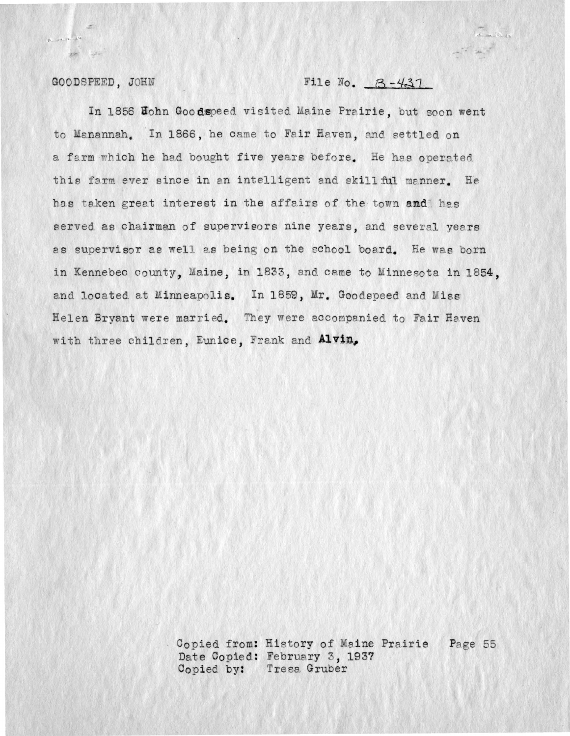GOODSPEED, JOHN File No. B-437

In 1856 Hohn Goodspeed visited Maine Prairie, but soon went to Manannah. In 1866, he came to Fair Haven, and settled on a farm which he had bought five years before. He has operated this farm ever since in an intelligent and skillful manner. He has taken great interest in the affairs of the town and has served as chairman of supervisors nine years, and several years as supervisor as well as being on the school board. He was born in Kennebec county, Maine, in 1833, and came to Minnesota in 1854, and located at Minneapolis. In 1859, Mr. Goodspeed and Miss Helen Bryant were married. They were accompanied to Fair Haven with three children, Eunice, Frank and Alvin.

Copied from: History of Maine Prairie Page 55
Date Copied: February 3, 1937
Copied by: Tresa Gruber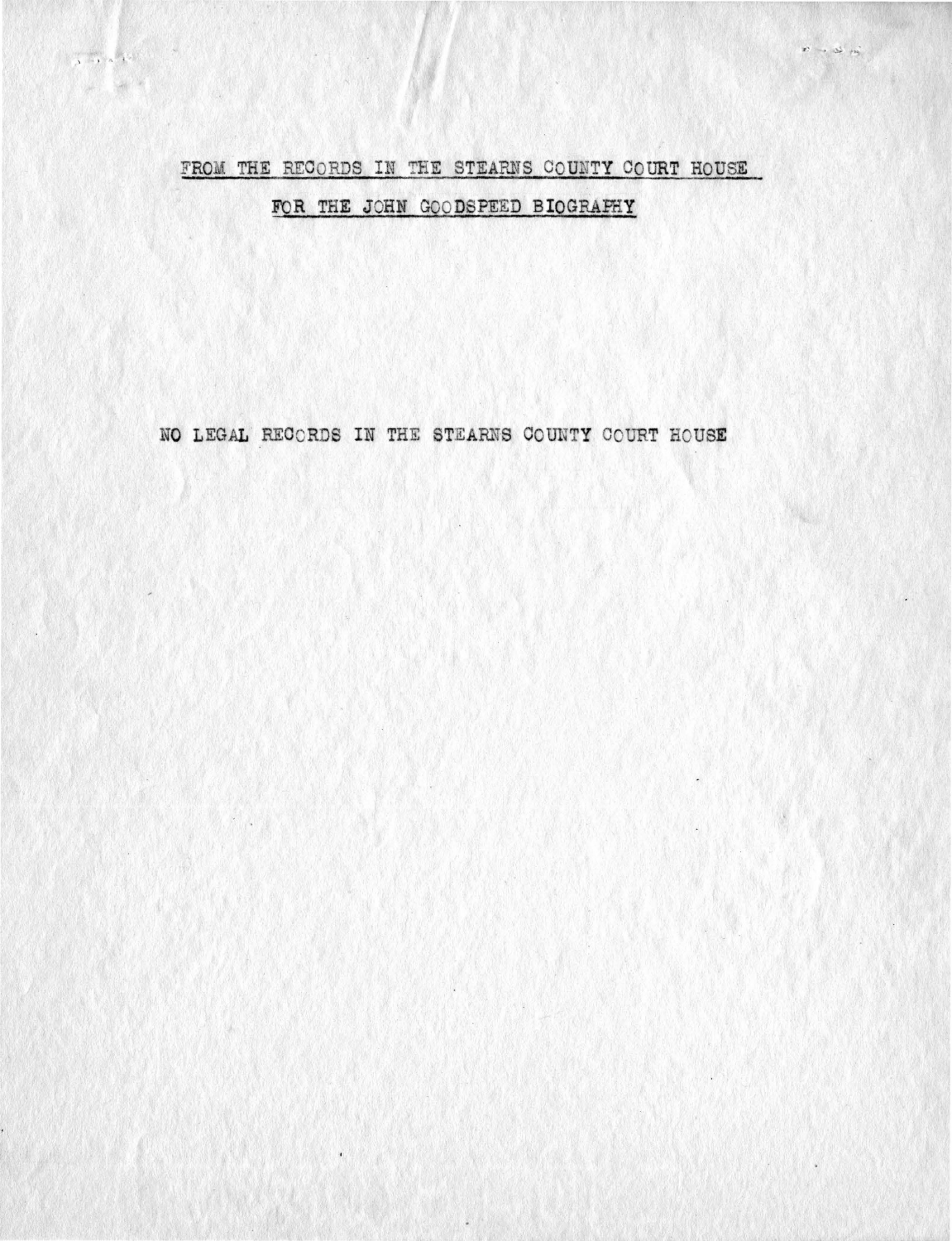## FROM THE RECORDS IN THE STEARNS COUNTY COURT HOUSE

## FOR THE JOHN GOODSPEED BIOGRAPHY

NO LEGAL RECORDS IN THE STEARNS COUNTY COURT HOUSE